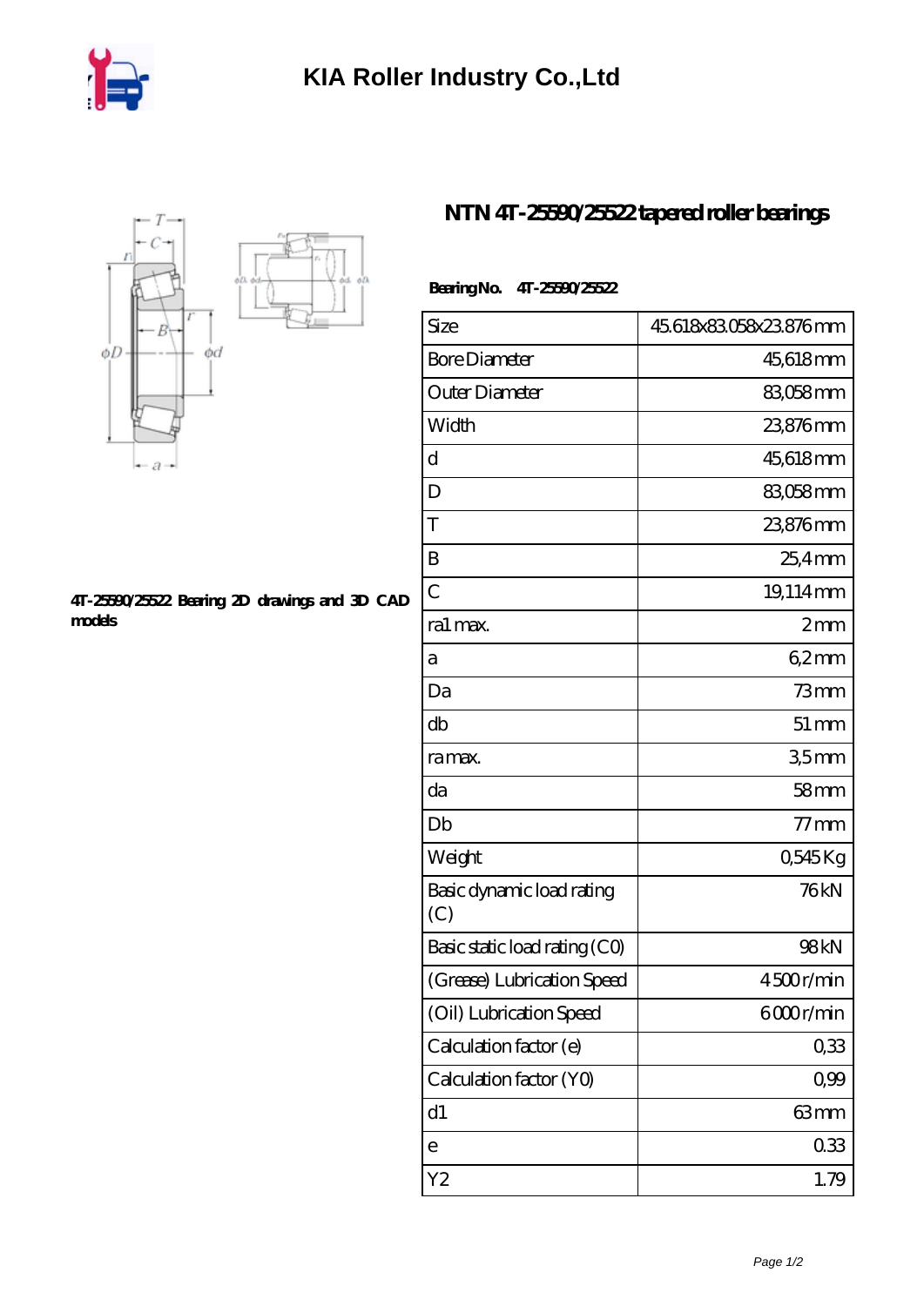# KIA Roller Industry Co.,Ltd

## NTN 4T-25590/25522 tapered roller bearings

4T-25590/25522 Bearing 2D drawings and 3D CAD models

**Bearing No.** 4T-25590/25522

| Size | 45.618x83.058x23.876 mm |
|---|---|
| Bore Diameter | 45,618 mm |
| Outer Diameter | 83,058 mm |
| Width | 23,876 mm |
| d | 45,618 mm |
| D | 83,058 mm |
| T | 23,876 mm |
| B | 25,4 mm |
| C | 19,114 mm |
| ra1 max. | 2 mm |
| a | 6,2 mm |
| Da | 73 mm |
| db | 51 mm |
| ra max. | 3,5 mm |
| da | 58 mm |
| Db | 77 mm |
| Weight | 0,545 Kg |
| Basic dynamic load rating (C) | 76 kN |
| Basic static load rating (C0) | 98 kN |
| (Grease) Lubrication Speed | 4 500 r/min |
| (Oil) Lubrication Speed | 6 000 r/min |
| Calculation factor (e) | 0,33 |
| Calculation factor (Y0) | 0,99 |
| d1 | 63 mm |
| e | 0.33 |
| Y2 | 1.79 |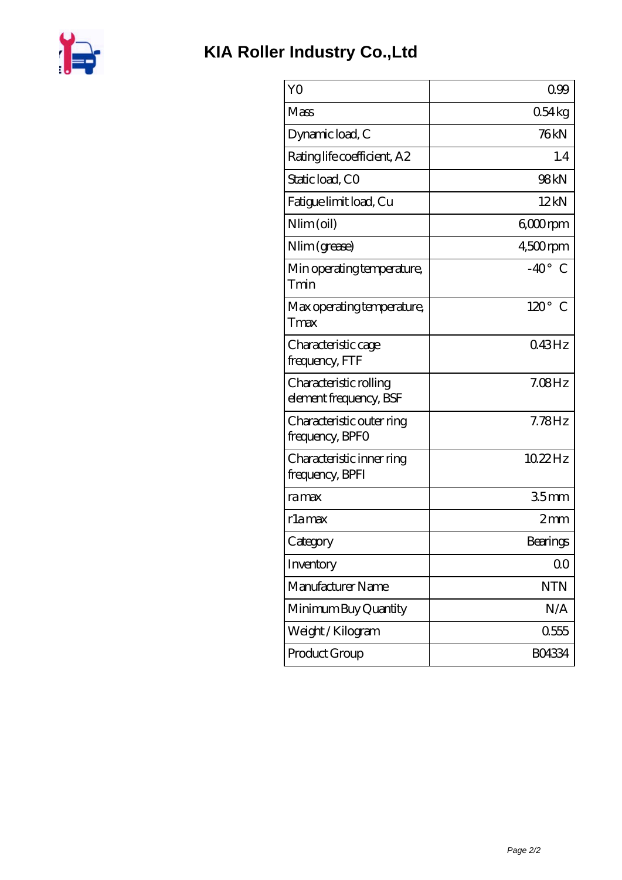# KIA Roller Industry Co.,Ltd

| | |
|---|---|
| Y0 | 0.99 |
| Mass | 0.54 kg |
| Dynamic load, C | 76 kN |
| Rating life coefficient, A2 | 1.4 |
| Static load, C0 | 98 kN |
| Fatigue limit load, Cu | 12 kN |
| Nlim (oil) | 6,000 rpm |
| Nlim (grease) | 4,500 rpm |
| Min operating temperature, Tmin | -40 ° C |
| Max operating temperature, Tmax | 120 ° C |
| Characteristic cage frequency, FTF | 0.43 Hz |
| Characteristic rolling element frequency, BSF | 7.08 Hz |
| Characteristic outer ring frequency, BPFO | 7.78 Hz |
| Characteristic inner ring frequency, BPFI | 10.22 Hz |
| ra max | 3.5 mm |
| r1a max | 2 mm |
| Category | Bearings |
| Inventory | 0.0 |
| Manufacturer Name | NTN |
| Minimum Buy Quantity | N/A |
| Weight / Kilogram | 0.555 |
| Product Group | B04334 |